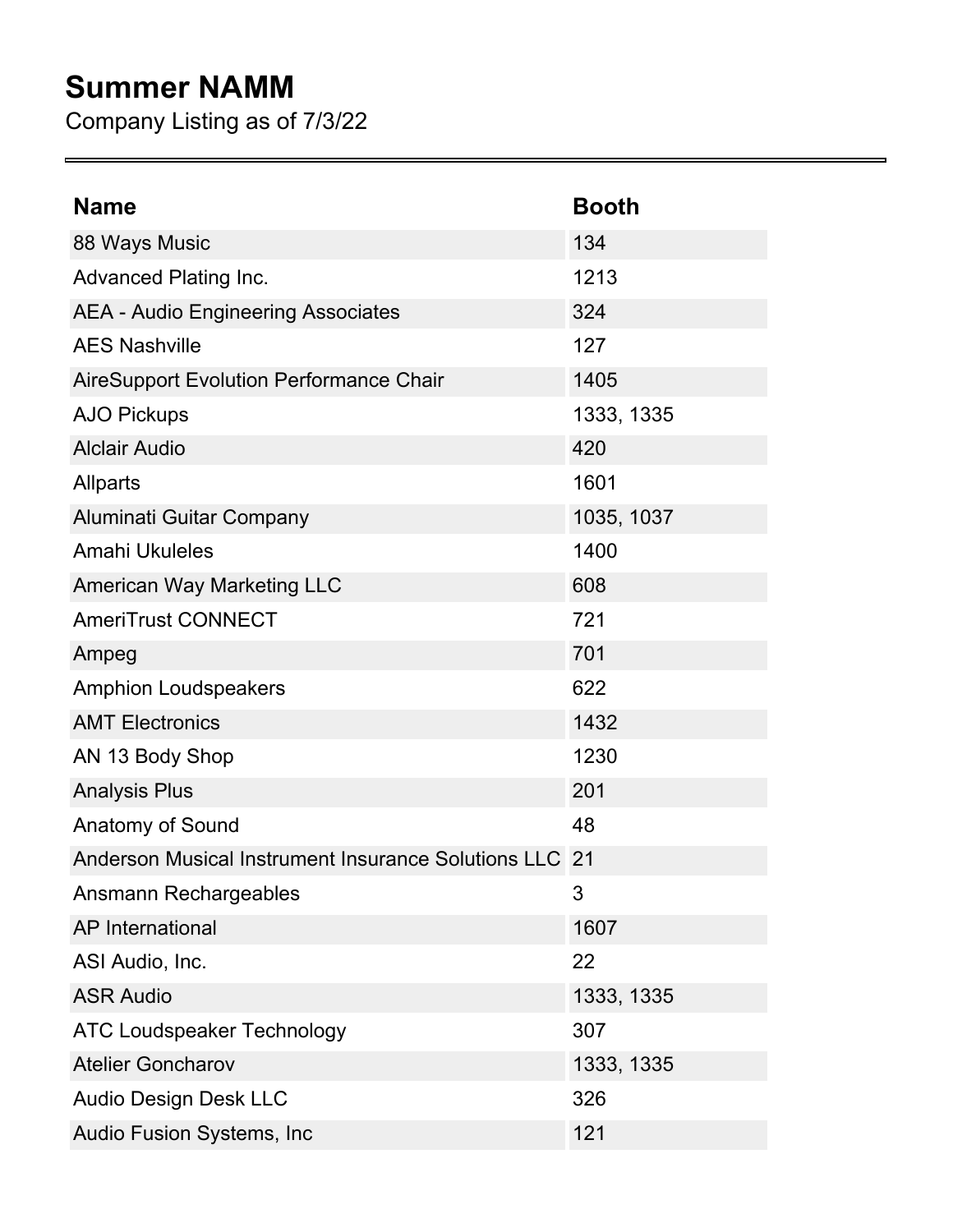# Summer NAMM

Company Listing as of 7/3/22

| Name | Booth |
|---|---|
| 88 Ways Music | 134 |
| Advanced Plating Inc. | 1213 |
| AEA - Audio Engineering Associates | 324 |
| AES Nashville | 127 |
| AireSupport Evolution Performance Chair | 1405 |
| AJO Pickups | 1333, 1335 |
| Alclair Audio | 420 |
| Allparts | 1601 |
| Aluminati Guitar Company | 1035, 1037 |
| Amahi Ukuleles | 1400 |
| American Way Marketing LLC | 608 |
| AmeriTrust CONNECT | 721 |
| Ampeg | 701 |
| Amphion Loudspeakers | 622 |
| AMT Electronics | 1432 |
| AN 13 Body Shop | 1230 |
| Analysis Plus | 201 |
| Anatomy of Sound | 48 |
| Anderson Musical Instrument Insurance Solutions LLC | 21 |
| Ansmann Rechargeables | 3 |
| AP International | 1607 |
| ASI Audio, Inc. | 22 |
| ASR Audio | 1333, 1335 |
| ATC Loudspeaker Technology | 307 |
| Atelier Goncharov | 1333, 1335 |
| Audio Design Desk LLC | 326 |
| Audio Fusion Systems, Inc | 121 |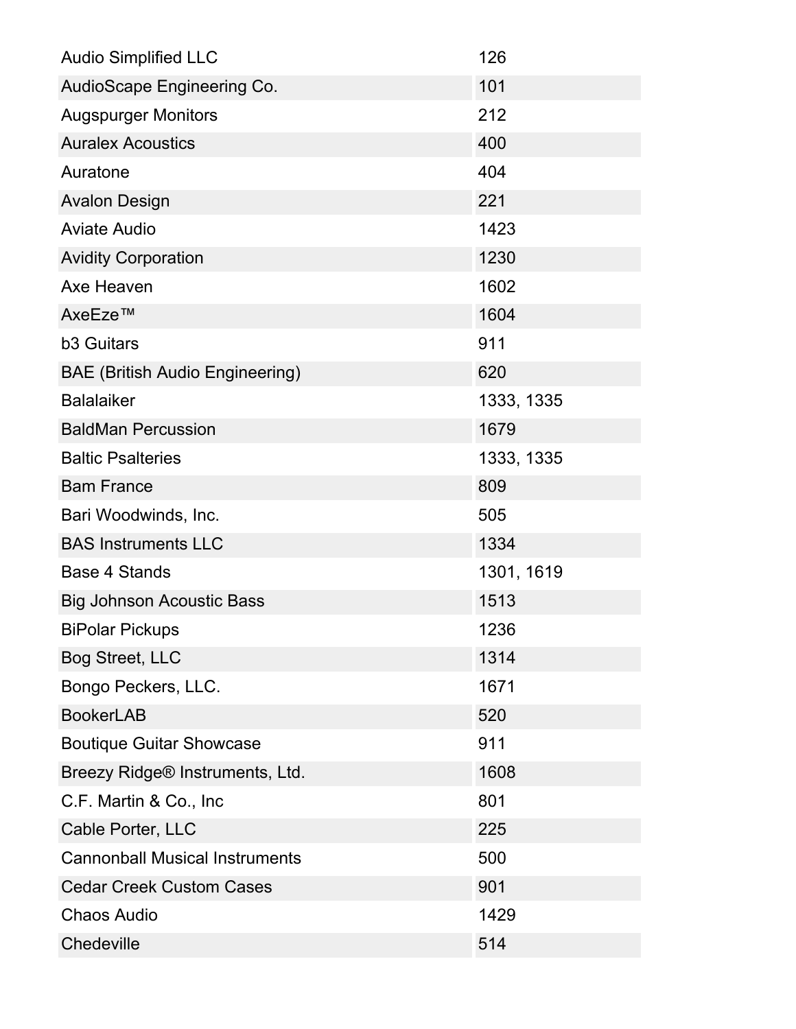| | |
|---|---|
| Audio Simplified LLC | 126 |
| AudioScape Engineering Co. | 101 |
| Augspurger Monitors | 212 |
| Auralex Acoustics | 400 |
| Auratone | 404 |
| Avalon Design | 221 |
| Aviate Audio | 1423 |
| Avidity Corporation | 1230 |
| Axe Heaven | 1602 |
| AxeEze™ | 1604 |
| b3 Guitars | 911 |
| BAE (British Audio Engineering) | 620 |
| Balalaiker | 1333, 1335 |
| BaldMan Percussion | 1679 |
| Baltic Psalteries | 1333, 1335 |
| Bam France | 809 |
| Bari Woodwinds, Inc. | 505 |
| BAS Instruments LLC | 1334 |
| Base 4 Stands | 1301, 1619 |
| Big Johnson Acoustic Bass | 1513 |
| BiPolar Pickups | 1236 |
| Bog Street, LLC | 1314 |
| Bongo Peckers, LLC. | 1671 |
| BookerLAB | 520 |
| Boutique Guitar Showcase | 911 |
| Breezy Ridge® Instruments, Ltd. | 1608 |
| C.F. Martin & Co., Inc | 801 |
| Cable Porter, LLC | 225 |
| Cannonball Musical Instruments | 500 |
| Cedar Creek Custom Cases | 901 |
| Chaos Audio | 1429 |
| Chedeville | 514 |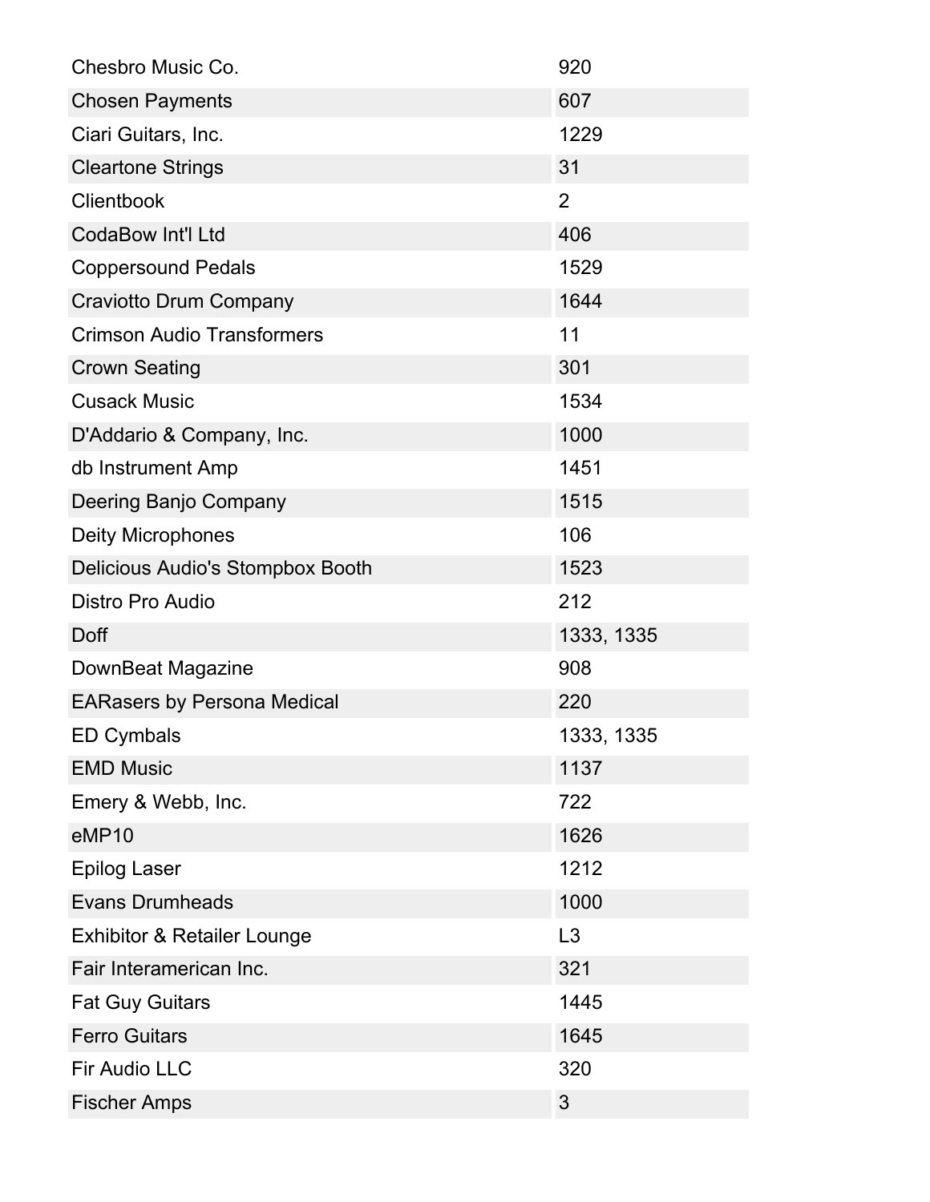| | |
|---|---|
| Chesbro Music Co. | 920 |
| Chosen Payments | 607 |
| Ciari Guitars, Inc. | 1229 |
| Cleartone Strings | 31 |
| Clientbook | 2 |
| CodaBow Int'l Ltd | 406 |
| Coppersound Pedals | 1529 |
| Craviotto Drum Company | 1644 |
| Crimson Audio Transformers | 11 |
| Crown Seating | 301 |
| Cusack Music | 1534 |
| D'Addario & Company, Inc. | 1000 |
| db Instrument Amp | 1451 |
| Deering Banjo Company | 1515 |
| Deity Microphones | 106 |
| Delicious Audio's Stompbox Booth | 1523 |
| Distro Pro Audio | 212 |
| Doff | 1333, 1335 |
| DownBeat Magazine | 908 |
| EARasers by Persona Medical | 220 |
| ED Cymbals | 1333, 1335 |
| EMD Music | 1137 |
| Emery & Webb, Inc. | 722 |
| eMP10 | 1626 |
| Epilog Laser | 1212 |
| Evans Drumheads | 1000 |
| Exhibitor & Retailer Lounge | L3 |
| Fair Interamerican Inc. | 321 |
| Fat Guy Guitars | 1445 |
| Ferro Guitars | 1645 |
| Fir Audio LLC | 320 |
| Fischer Amps | 3 |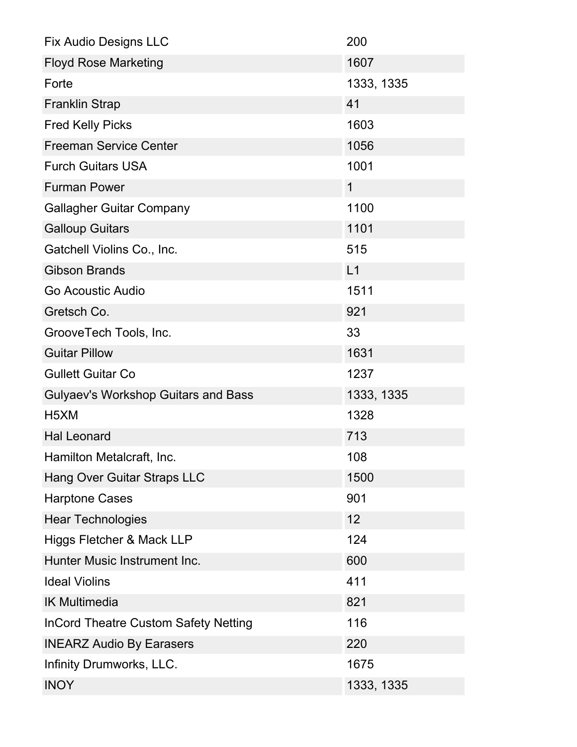| | |
|---|---|
| Fix Audio Designs LLC | 200 |
| Floyd Rose Marketing | 1607 |
| Forte | 1333, 1335 |
| Franklin Strap | 41 |
| Fred Kelly Picks | 1603 |
| Freeman Service Center | 1056 |
| Furch Guitars USA | 1001 |
| Furman Power | 1 |
| Gallagher Guitar Company | 1100 |
| Galloup Guitars | 1101 |
| Gatchell Violins Co., Inc. | 515 |
| Gibson Brands | L1 |
| Go Acoustic Audio | 1511 |
| Gretsch Co. | 921 |
| GrooveTech Tools, Inc. | 33 |
| Guitar Pillow | 1631 |
| Gullett Guitar Co | 1237 |
| Gulyaev's Workshop Guitars and Bass | 1333, 1335 |
| H5XM | 1328 |
| Hal Leonard | 713 |
| Hamilton Metalcraft, Inc. | 108 |
| Hang Over Guitar Straps LLC | 1500 |
| Harptone Cases | 901 |
| Hear Technologies | 12 |
| Higgs Fletcher & Mack LLP | 124 |
| Hunter Music Instrument Inc. | 600 |
| Ideal Violins | 411 |
| IK Multimedia | 821 |
| InCord Theatre Custom Safety Netting | 116 |
| INEARZ Audio By Earasers | 220 |
| Infinity Drumworks, LLC. | 1675 |
| INOY | 1333, 1335 |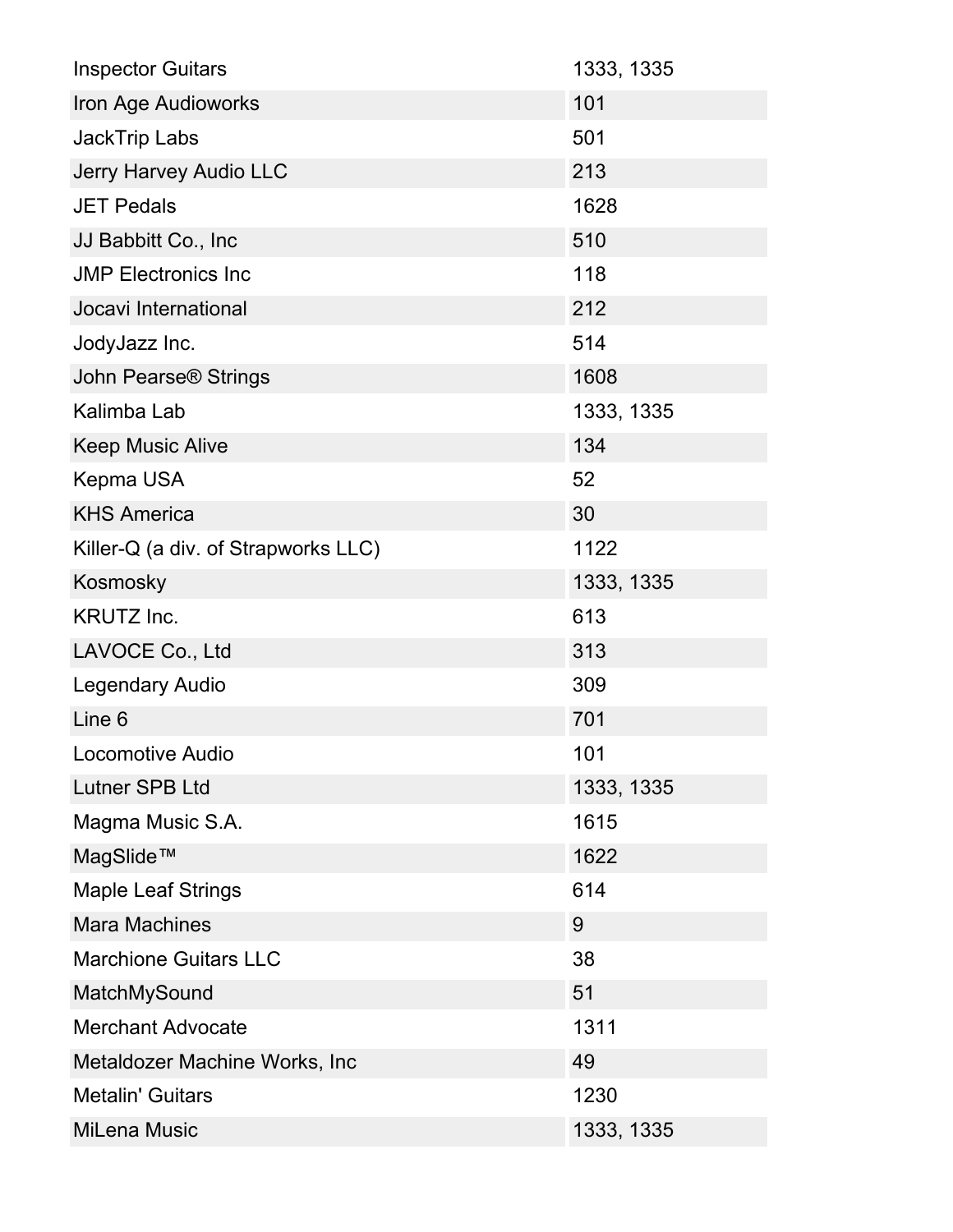| | |
|---|---|
| Inspector Guitars | 1333, 1335 |
| Iron Age Audioworks | 101 |
| JackTrip Labs | 501 |
| Jerry Harvey Audio LLC | 213 |
| JET Pedals | 1628 |
| JJ Babbitt Co., Inc | 510 |
| JMP Electronics Inc | 118 |
| Jocavi International | 212 |
| JodyJazz Inc. | 514 |
| John Pearse® Strings | 1608 |
| Kalimba Lab | 1333, 1335 |
| Keep Music Alive | 134 |
| Kepma USA | 52 |
| KHS America | 30 |
| Killer-Q (a div. of Strapworks LLC) | 1122 |
| Kosmosky | 1333, 1335 |
| KRUTZ Inc. | 613 |
| LAVOCE Co., Ltd | 313 |
| Legendary Audio | 309 |
| Line 6 | 701 |
| Locomotive Audio | 101 |
| Lutner SPB Ltd | 1333, 1335 |
| Magma Music S.A. | 1615 |
| MagSlide™ | 1622 |
| Maple Leaf Strings | 614 |
| Mara Machines | 9 |
| Marchione Guitars LLC | 38 |
| MatchMySound | 51 |
| Merchant Advocate | 1311 |
| Metaldozer Machine Works, Inc | 49 |
| Metalin' Guitars | 1230 |
| MiLena Music | 1333, 1335 |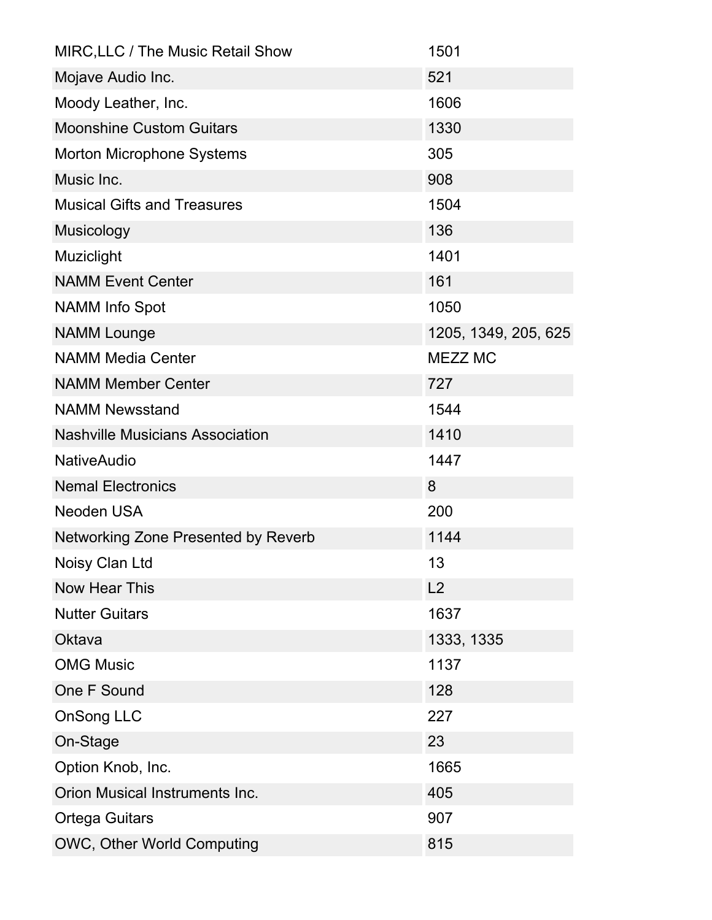| | |
|---|---|
| MIRC,LLC / The Music Retail Show | 1501 |
| Mojave Audio Inc. | 521 |
| Moody Leather, Inc. | 1606 |
| Moonshine Custom Guitars | 1330 |
| Morton Microphone Systems | 305 |
| Music Inc. | 908 |
| Musical Gifts and Treasures | 1504 |
| Musicology | 136 |
| Muziclight | 1401 |
| NAMM Event Center | 161 |
| NAMM Info Spot | 1050 |
| NAMM Lounge | 1205, 1349, 205, 625 |
| NAMM Media Center | MEZZ MC |
| NAMM Member Center | 727 |
| NAMM Newsstand | 1544 |
| Nashville Musicians Association | 1410 |
| NativeAudio | 1447 |
| Nemal Electronics | 8 |
| Neoden USA | 200 |
| Networking Zone Presented by Reverb | 1144 |
| Noisy Clan Ltd | 13 |
| Now Hear This | L2 |
| Nutter Guitars | 1637 |
| Oktava | 1333, 1335 |
| OMG Music | 1137 |
| One F Sound | 128 |
| OnSong LLC | 227 |
| On-Stage | 23 |
| Option Knob, Inc. | 1665 |
| Orion Musical Instruments Inc. | 405 |
| Ortega Guitars | 907 |
| OWC, Other World Computing | 815 |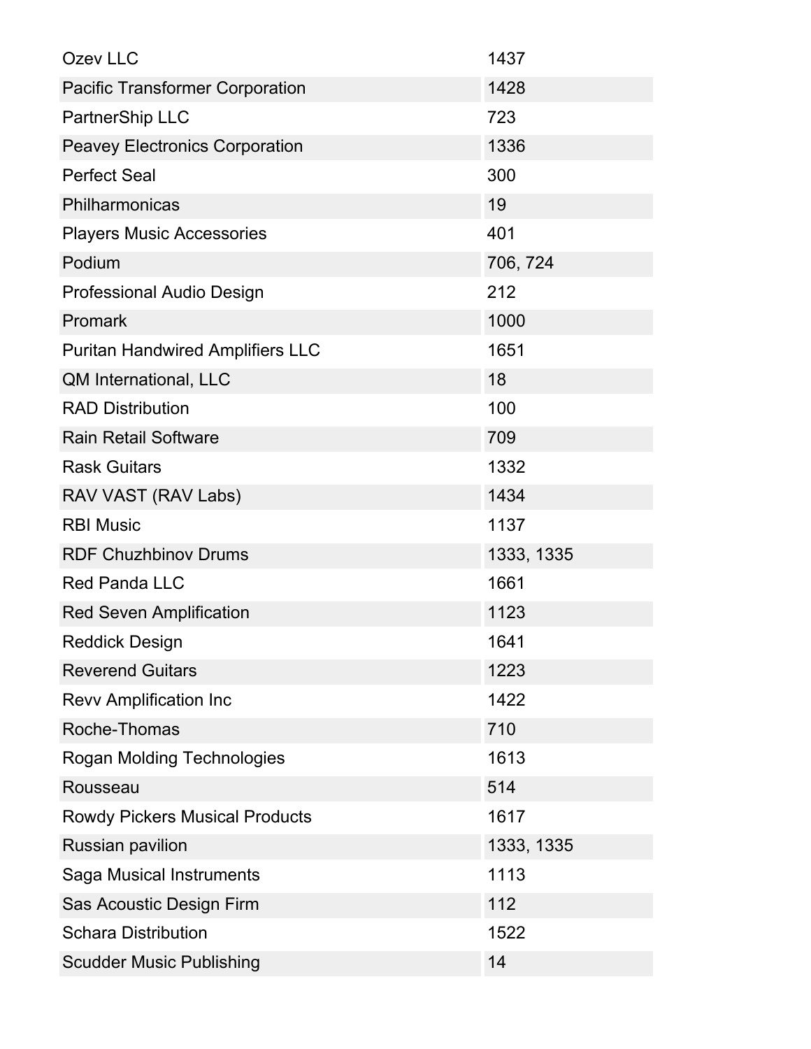| | |
|---|---|
| Ozev LLC | 1437 |
| Pacific Transformer Corporation | 1428 |
| PartnerShip LLC | 723 |
| Peavey Electronics Corporation | 1336 |
| Perfect Seal | 300 |
| Philharmonicas | 19 |
| Players Music Accessories | 401 |
| Podium | 706, 724 |
| Professional Audio Design | 212 |
| Promark | 1000 |
| Puritan Handwired Amplifiers LLC | 1651 |
| QM International, LLC | 18 |
| RAD Distribution | 100 |
| Rain Retail Software | 709 |
| Rask Guitars | 1332 |
| RAV VAST (RAV Labs) | 1434 |
| RBI Music | 1137 |
| RDF Chuzhbinov Drums | 1333, 1335 |
| Red Panda LLC | 1661 |
| Red Seven Amplification | 1123 |
| Reddick Design | 1641 |
| Reverend Guitars | 1223 |
| Revv Amplification Inc | 1422 |
| Roche-Thomas | 710 |
| Rogan Molding Technologies | 1613 |
| Rousseau | 514 |
| Rowdy Pickers Musical Products | 1617 |
| Russian pavilion | 1333, 1335 |
| Saga Musical Instruments | 1113 |
| Sas Acoustic Design Firm | 112 |
| Schara Distribution | 1522 |
| Scudder Music Publishing | 14 |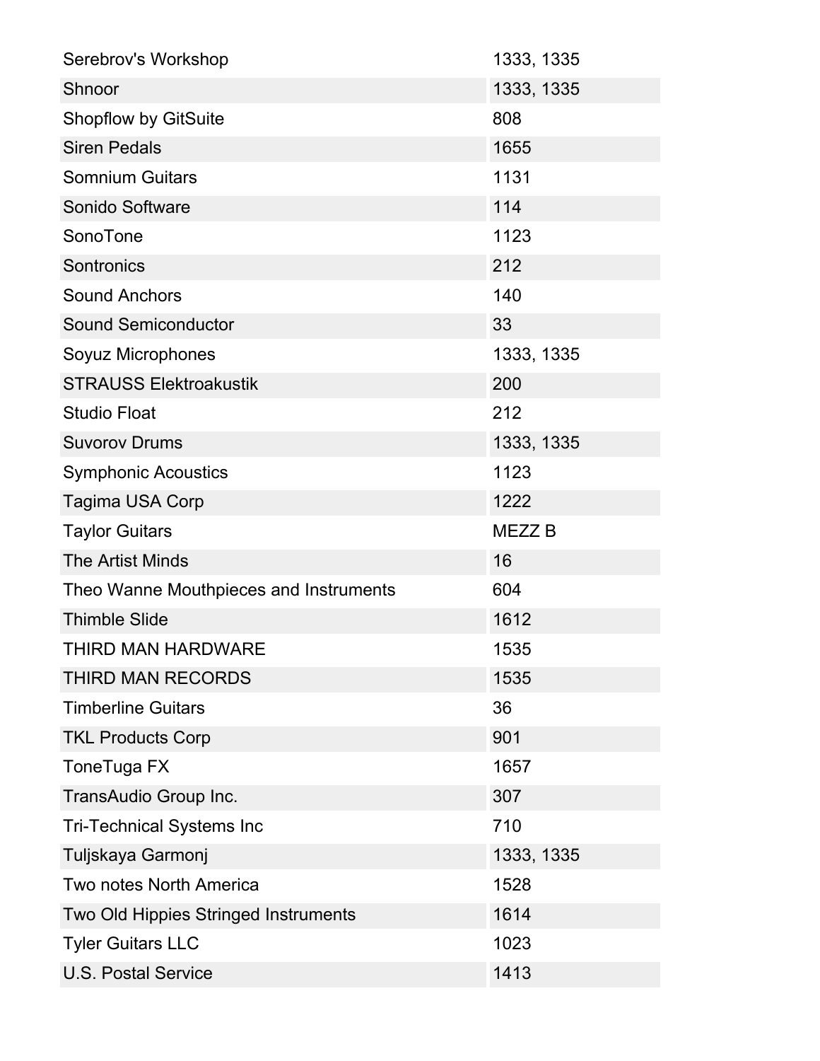| | |
|---|---|
| Serebrov's Workshop | 1333, 1335 |
| Shnoor | 1333, 1335 |
| Shopflow by GitSuite | 808 |
| Siren Pedals | 1655 |
| Somnium Guitars | 1131 |
| Sonido Software | 114 |
| SonoTone | 1123 |
| Sontronics | 212 |
| Sound Anchors | 140 |
| Sound Semiconductor | 33 |
| Soyuz Microphones | 1333, 1335 |
| STRAUSS Elektroakustik | 200 |
| Studio Float | 212 |
| Suvorov Drums | 1333, 1335 |
| Symphonic Acoustics | 1123 |
| Tagima USA Corp | 1222 |
| Taylor Guitars | MEZZ B |
| The Artist Minds | 16 |
| Theo Wanne Mouthpieces and Instruments | 604 |
| Thimble Slide | 1612 |
| THIRD MAN HARDWARE | 1535 |
| THIRD MAN RECORDS | 1535 |
| Timberline Guitars | 36 |
| TKL Products Corp | 901 |
| ToneTuga FX | 1657 |
| TransAudio Group Inc. | 307 |
| Tri-Technical Systems Inc | 710 |
| Tuljskaya Garmonj | 1333, 1335 |
| Two notes North America | 1528 |
| Two Old Hippies Stringed Instruments | 1614 |
| Tyler Guitars LLC | 1023 |
| U.S. Postal Service | 1413 |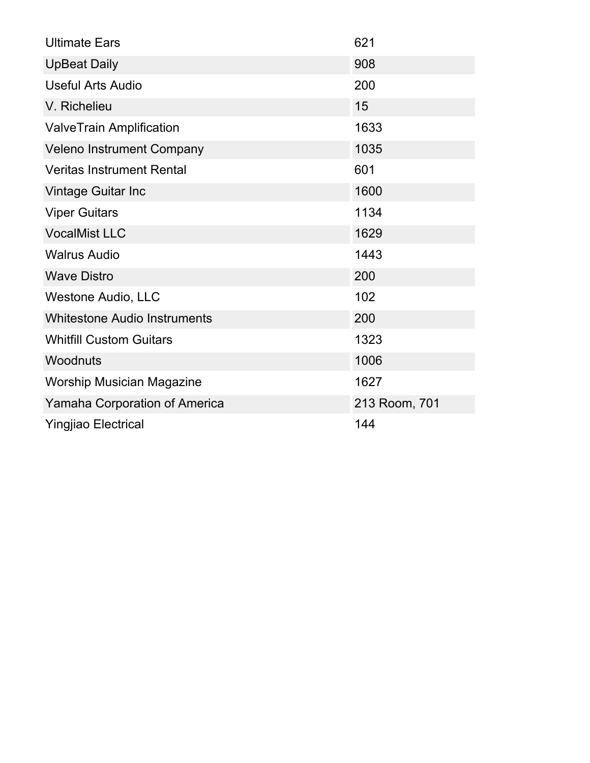| | |
|---|---|
| Ultimate Ears | 621 |
| UpBeat Daily | 908 |
| Useful Arts Audio | 200 |
| V. Richelieu | 15 |
| ValveTrain Amplification | 1633 |
| Veleno Instrument Company | 1035 |
| Veritas Instrument Rental | 601 |
| Vintage Guitar Inc | 1600 |
| Viper Guitars | 1134 |
| VocalMist LLC | 1629 |
| Walrus Audio | 1443 |
| Wave Distro | 200 |
| Westone Audio, LLC | 102 |
| Whitestone Audio Instruments | 200 |
| Whitfill Custom Guitars | 1323 |
| Woodnuts | 1006 |
| Worship Musician Magazine | 1627 |
| Yamaha Corporation of America | 213 Room, 701 |
| Yingjiao Electrical | 144 |